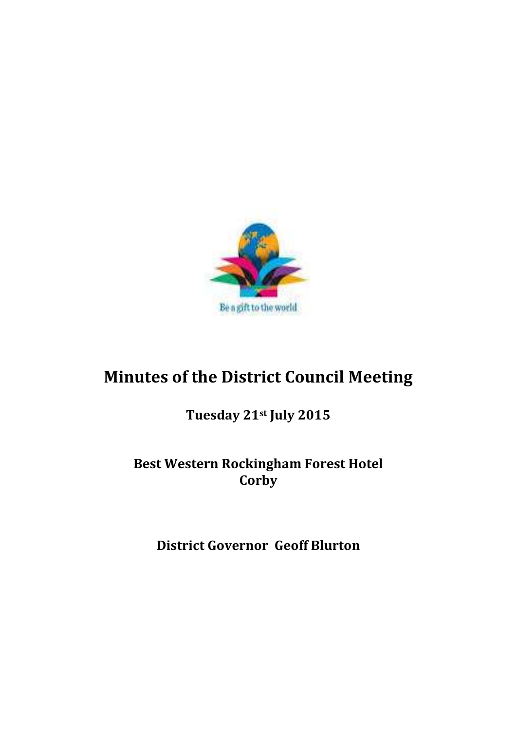Be a gift to the world

# Minutes of the District Council Meeting

**Tuesday 21st July 2015**

**Best Western Rockingham Forest Hotel**
**Corby**

**District Governor Geoff Blurton**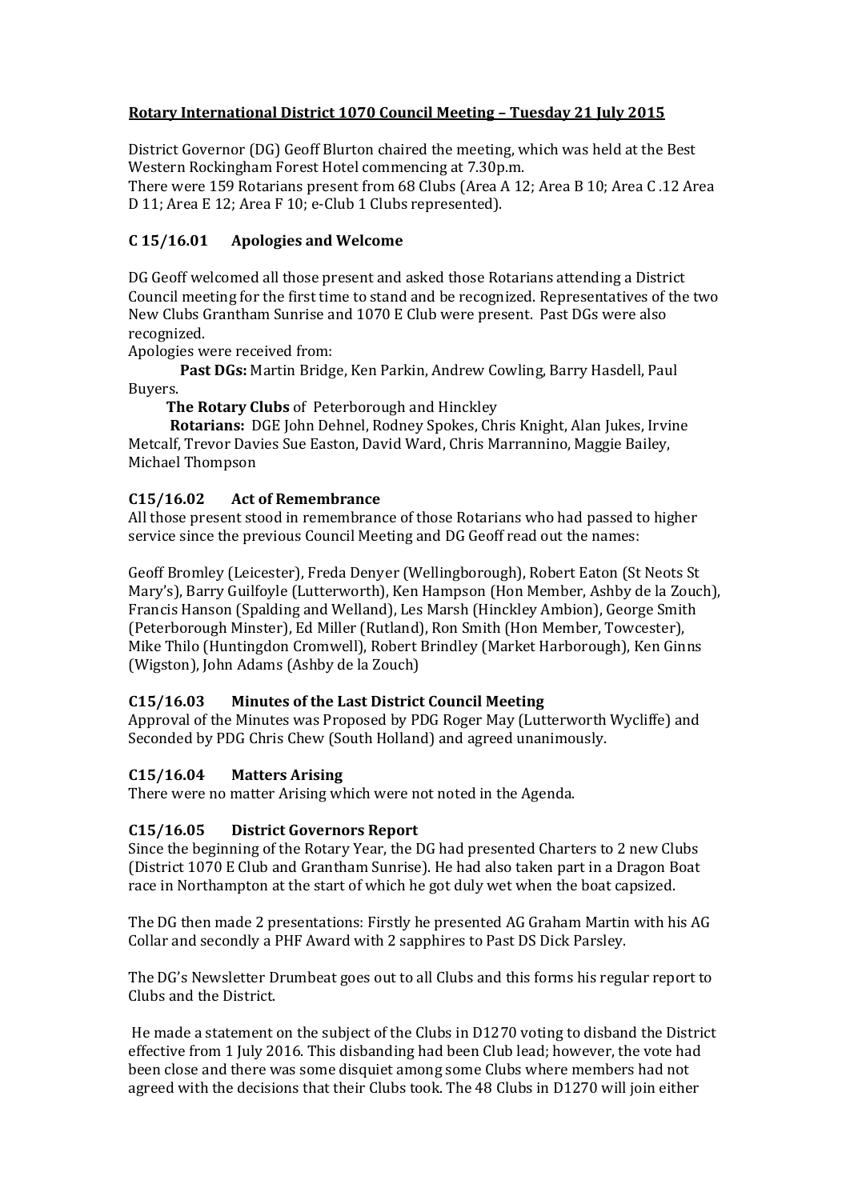**Rotary International District 1070 Council Meeting – Tuesday 21 July 2015**

District Governor (DG) Geoff Blurton chaired the meeting, which was held at the Best Western Rockingham Forest Hotel commencing at 7.30p.m.
There were 159 Rotarians present from 68 Clubs (Area A 12; Area B 10; Area C .12 Area D 11; Area E 12; Area F 10; e-Club 1 Clubs represented).

## C 15/16.01 Apologies and Welcome

DG Geoff welcomed all those present and asked those Rotarians attending a District Council meeting for the first time to stand and be recognized. Representatives of the two New Clubs Grantham Sunrise and 1070 E Club were present. Past DGs were also recognized.

Apologies were received from:

**Past DGs:** Martin Bridge, Ken Parkin, Andrew Cowling, Barry Hasdell, Paul Buyers.

**The Rotary Clubs** of Peterborough and Hinckley

**Rotarians:** DGE John Dehnel, Rodney Spokes, Chris Knight, Alan Jukes, Irvine Metcalf, Trevor Davies Sue Easton, David Ward, Chris Marrannino, Maggie Bailey, Michael Thompson

## C15/16.02 Act of Remembrance

All those present stood in remembrance of those Rotarians who had passed to higher service since the previous Council Meeting and DG Geoff read out the names:

Geoff Bromley (Leicester), Freda Denyer (Wellingborough), Robert Eaton (St Neots St Mary's), Barry Guilfoyle (Lutterworth), Ken Hampson (Hon Member, Ashby de la Zouch), Francis Hanson (Spalding and Welland), Les Marsh (Hinckley Ambion), George Smith (Peterborough Minster), Ed Miller (Rutland), Ron Smith (Hon Member, Towcester), Mike Thilo (Huntingdon Cromwell), Robert Brindley (Market Harborough), Ken Ginns (Wigston), John Adams (Ashby de la Zouch)

## C15/16.03 Minutes of the Last District Council Meeting

Approval of the Minutes was Proposed by PDG Roger May (Lutterworth Wycliffe) and Seconded by PDG Chris Chew (South Holland) and agreed unanimously.

## C15/16.04 Matters Arising

There were no matter Arising which were not noted in the Agenda.

## C15/16.05 District Governors Report

Since the beginning of the Rotary Year, the DG had presented Charters to 2 new Clubs (District 1070 E Club and Grantham Sunrise). He had also taken part in a Dragon Boat race in Northampton at the start of which he got duly wet when the boat capsized.

The DG then made 2 presentations: Firstly he presented AG Graham Martin with his AG Collar and secondly a PHF Award with 2 sapphires to Past DS Dick Parsley.

The DG's Newsletter Drumbeat goes out to all Clubs and this forms his regular report to Clubs and the District.

He made a statement on the subject of the Clubs in D1270 voting to disband the District effective from 1 July 2016. This disbanding had been Club lead; however, the vote had been close and there was some disquiet among some Clubs where members had not agreed with the decisions that their Clubs took. The 48 Clubs in D1270 will join either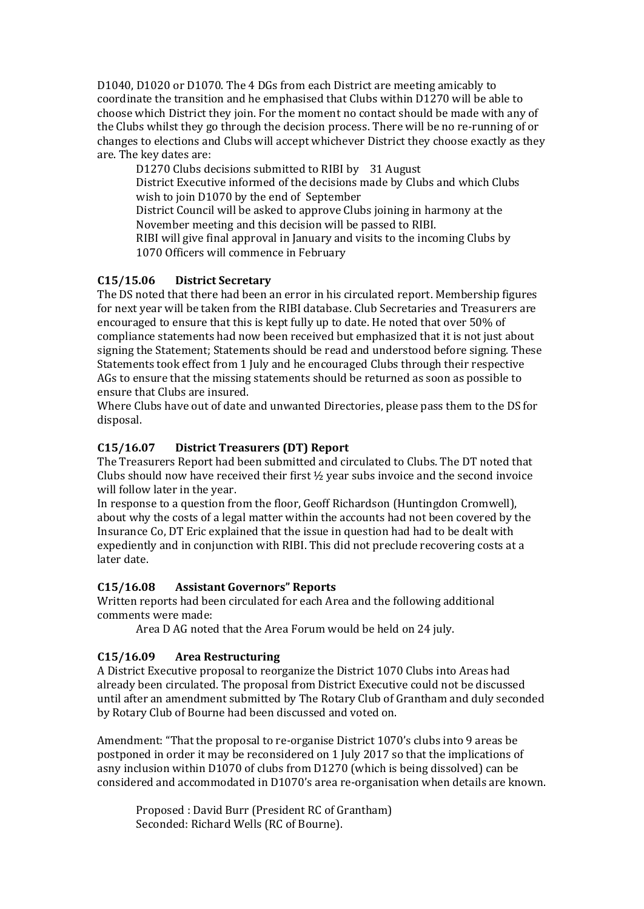D1040, D1020 or D1070. The 4 DGs from each District are meeting amicably to coordinate the transition and he emphasised that Clubs within D1270 will be able to choose which District they join. For the moment no contact should be made with any of the Clubs whilst they go through the decision process. There will be no re-running of or changes to elections and Clubs will accept whichever District they choose exactly as they are. The key dates are:

D1270 Clubs decisions submitted to RIBI by 31 August
District Executive informed of the decisions made by Clubs and which Clubs wish to join D1070 by the end of September
District Council will be asked to approve Clubs joining in harmony at the November meeting and this decision will be passed to RIBI.
RIBI will give final approval in January and visits to the incoming Clubs by 1070 Officers will commence in February

### C15/15.06 District Secretary

The DS noted that there had been an error in his circulated report. Membership figures for next year will be taken from the RIBI database. Club Secretaries and Treasurers are encouraged to ensure that this is kept fully up to date. He noted that over 50% of compliance statements had now been received but emphasized that it is not just about signing the Statement; Statements should be read and understood before signing. These Statements took effect from 1 July and he encouraged Clubs through their respective AGs to ensure that the missing statements should be returned as soon as possible to ensure that Clubs are insured.
Where Clubs have out of date and unwanted Directories, please pass them to the DS for disposal.

### C15/16.07 District Treasurers (DT) Report

The Treasurers Report had been submitted and circulated to Clubs. The DT noted that Clubs should now have received their first ½ year subs invoice and the second invoice will follow later in the year.
In response to a question from the floor, Geoff Richardson (Huntingdon Cromwell), about why the costs of a legal matter within the accounts had not been covered by the Insurance Co, DT Eric explained that the issue in question had had to be dealt with expediently and in conjunction with RIBI. This did not preclude recovering costs at a later date.

### C15/16.08 Assistant Governors" Reports

Written reports had been circulated for each Area and the following additional comments were made:

Area D AG noted that the Area Forum would be held on 24 july.

### C15/16.09 Area Restructuring

A District Executive proposal to reorganize the District 1070 Clubs into Areas had already been circulated. The proposal from District Executive could not be discussed until after an amendment submitted by The Rotary Club of Grantham and duly seconded by Rotary Club of Bourne had been discussed and voted on.

Amendment: "That the proposal to re-organise District 1070's clubs into 9 areas be postponed in order it may be reconsidered on 1 July 2017 so that the implications of asny inclusion within D1070 of clubs from D1270 (which is being dissolved) can be considered and accommodated in D1070's area re-organisation when details are known.

Proposed : David Burr (President RC of Grantham)
Seconded: Richard Wells (RC of Bourne).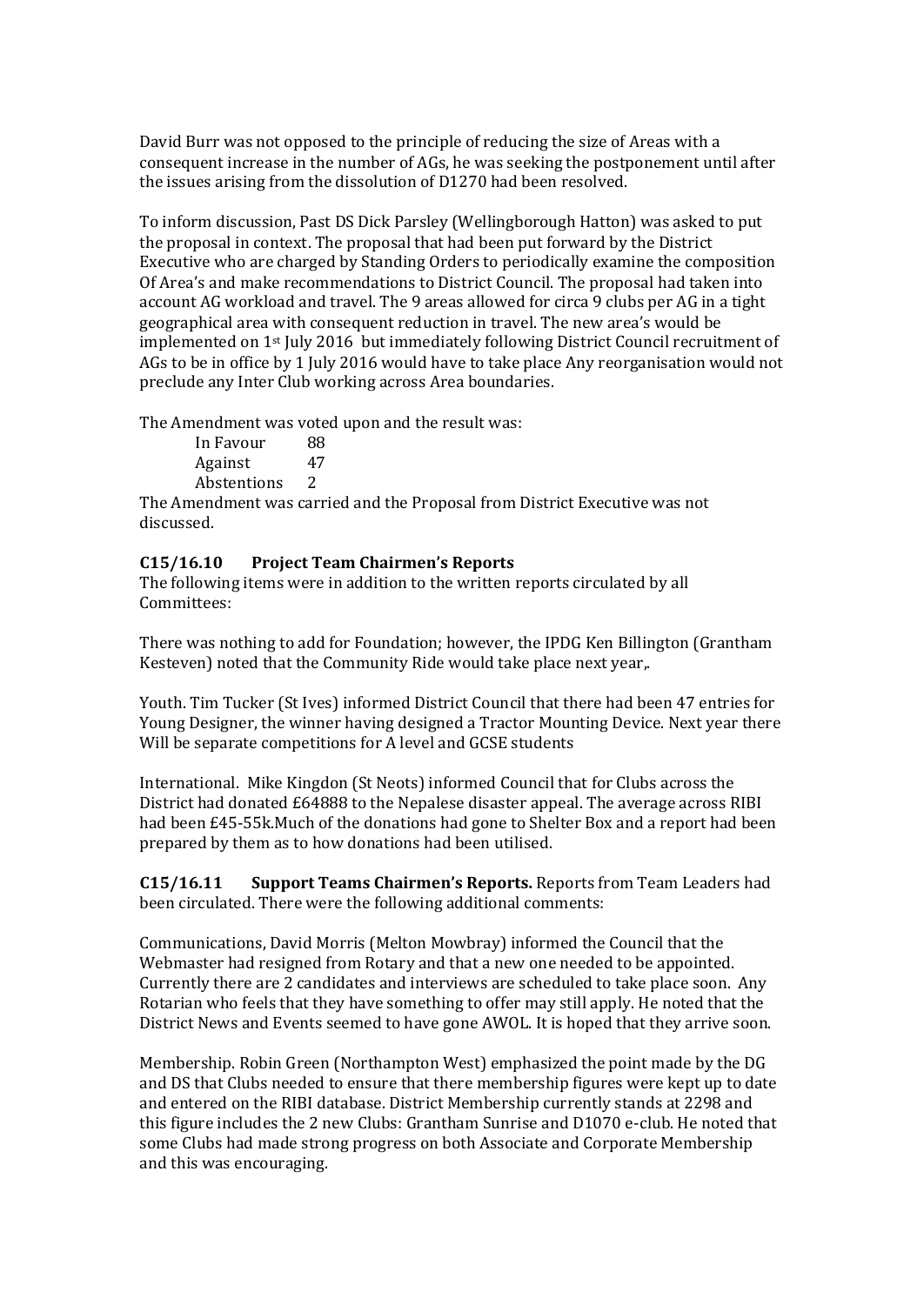David Burr was not opposed to the principle of reducing the size of Areas with a consequent increase in the number of AGs, he was seeking the postponement until after the issues arising from the dissolution of D1270 had been resolved.

To inform discussion, Past DS Dick Parsley (Wellingborough Hatton) was asked to put the proposal in context. The proposal that had been put forward by the District Executive who are charged by Standing Orders to periodically examine the composition Of Area's and make recommendations to District Council. The proposal had taken into account AG workload and travel. The 9 areas allowed for circa 9 clubs per AG in a tight geographical area with consequent reduction in travel. The new area's would be implemented on 1st July 2016 but immediately following District Council recruitment of AGs to be in office by 1 July 2016 would have to take place Any reorganisation would not preclude any Inter Club working across Area boundaries.

The Amendment was voted upon and the result was:

| | |
|---|---|
| In Favour | 88 |
| Against | 47 |
| Abstentions | 2 |

The Amendment was carried and the Proposal from District Executive was not discussed.

**C15/16.10 Project Team Chairmen's Reports**

The following items were in addition to the written reports circulated by all Committees:

There was nothing to add for Foundation; however, the IPDG Ken Billington (Grantham Kesteven) noted that the Community Ride would take place next year,.

Youth. Tim Tucker (St Ives) informed District Council that there had been 47 entries for Young Designer, the winner having designed a Tractor Mounting Device. Next year there Will be separate competitions for A level and GCSE students

International. Mike Kingdon (St Neots) informed Council that for Clubs across the District had donated £64888 to the Nepalese disaster appeal. The average across RIBI had been £45-55k.Much of the donations had gone to Shelter Box and a report had been prepared by them as to how donations had been utilised.

**C15/16.11 Support Teams Chairmen's Reports.** Reports from Team Leaders had been circulated. There were the following additional comments:

Communications, David Morris (Melton Mowbray) informed the Council that the Webmaster had resigned from Rotary and that a new one needed to be appointed. Currently there are 2 candidates and interviews are scheduled to take place soon. Any Rotarian who feels that they have something to offer may still apply. He noted that the District News and Events seemed to have gone AWOL. It is hoped that they arrive soon.

Membership. Robin Green (Northampton West) emphasized the point made by the DG and DS that Clubs needed to ensure that there membership figures were kept up to date and entered on the RIBI database. District Membership currently stands at 2298 and this figure includes the 2 new Clubs: Grantham Sunrise and D1070 e-club. He noted that some Clubs had made strong progress on both Associate and Corporate Membership and this was encouraging.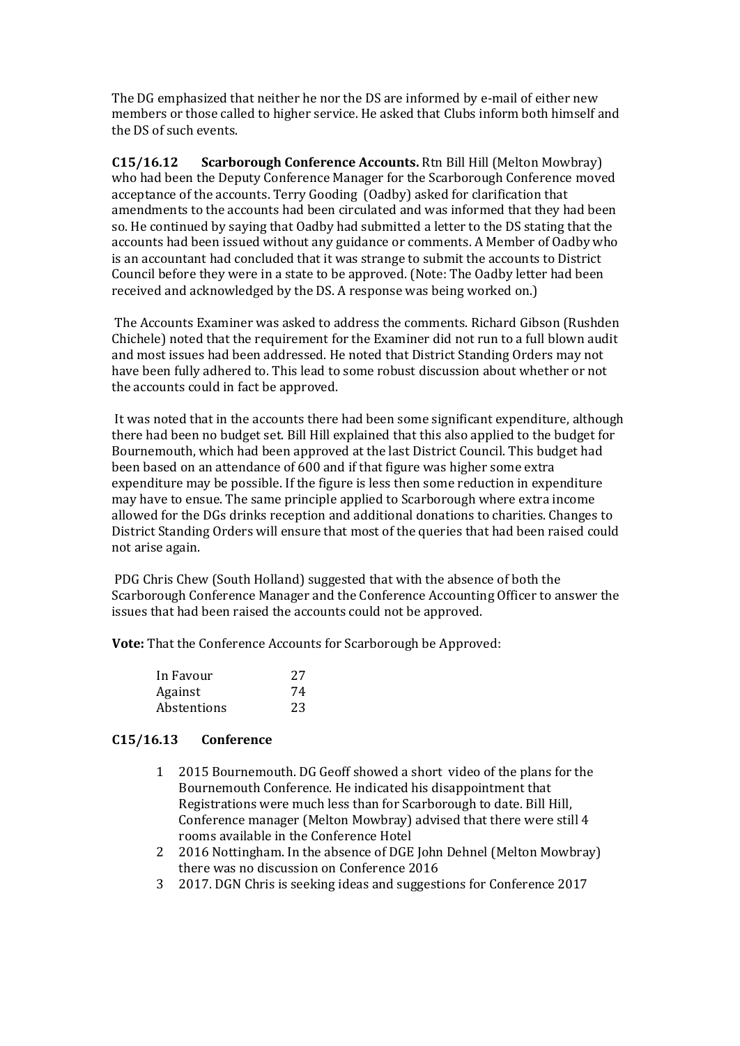The DG emphasized that neither he nor the DS are informed by e-mail of either new members or those called to higher service. He asked that Clubs inform both himself and the DS of such events.

**C15/16.12 Scarborough Conference Accounts.** Rtn Bill Hill (Melton Mowbray) who had been the Deputy Conference Manager for the Scarborough Conference moved acceptance of the accounts. Terry Gooding (Oadby) asked for clarification that amendments to the accounts had been circulated and was informed that they had been so. He continued by saying that Oadby had submitted a letter to the DS stating that the accounts had been issued without any guidance or comments. A Member of Oadby who is an accountant had concluded that it was strange to submit the accounts to District Council before they were in a state to be approved. (Note: The Oadby letter had been received and acknowledged by the DS. A response was being worked on.)

The Accounts Examiner was asked to address the comments. Richard Gibson (Rushden Chichele) noted that the requirement for the Examiner did not run to a full blown audit and most issues had been addressed. He noted that District Standing Orders may not have been fully adhered to. This lead to some robust discussion about whether or not the accounts could in fact be approved.

It was noted that in the accounts there had been some significant expenditure, although there had been no budget set. Bill Hill explained that this also applied to the budget for Bournemouth, which had been approved at the last District Council. This budget had been based on an attendance of 600 and if that figure was higher some extra expenditure may be possible. If the figure is less then some reduction in expenditure may have to ensue. The same principle applied to Scarborough where extra income allowed for the DGs drinks reception and additional donations to charities. Changes to District Standing Orders will ensure that most of the queries that had been raised could not arise again.

PDG Chris Chew (South Holland) suggested that with the absence of both the Scarborough Conference Manager and the Conference Accounting Officer to answer the issues that had been raised the accounts could not be approved.

**Vote:** That the Conference Accounts for Scarborough be Approved:

| | |
|---|---|
| In Favour | 27 |
| Against | 74 |
| Abstentions | 23 |

**C15/16.13 Conference**

1. 2015 Bournemouth. DG Geoff showed a short video of the plans for the Bournemouth Conference. He indicated his disappointment that Registrations were much less than for Scarborough to date. Bill Hill, Conference manager (Melton Mowbray) advised that there were still 4 rooms available in the Conference Hotel
2. 2016 Nottingham. In the absence of DGE John Dehnel (Melton Mowbray) there was no discussion on Conference 2016
3. 2017. DGN Chris is seeking ideas and suggestions for Conference 2017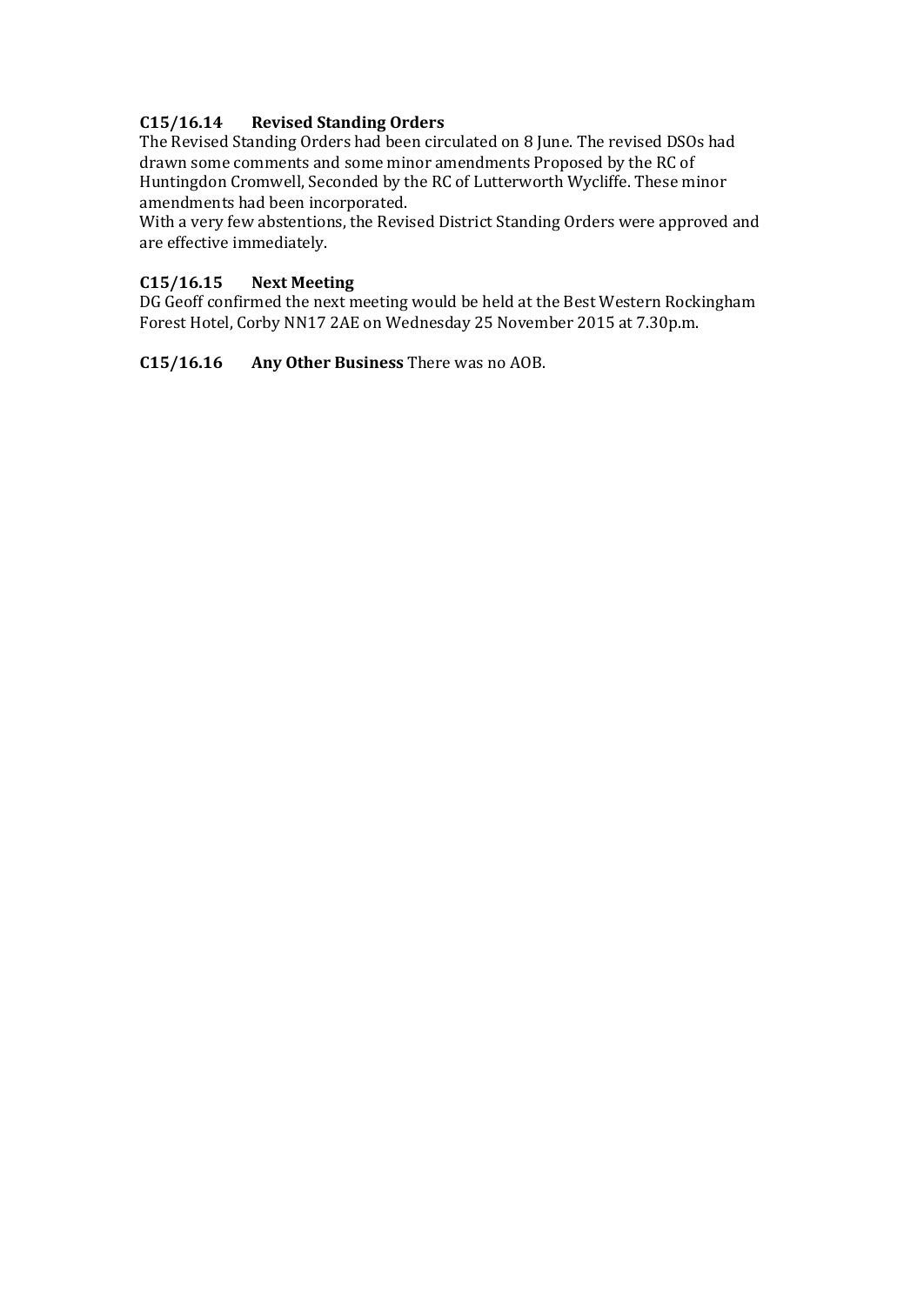**C15/16.14 Revised Standing Orders**

The Revised Standing Orders had been circulated on 8 June. The revised DSOs had drawn some comments and some minor amendments Proposed by the RC of Huntingdon Cromwell, Seconded by the RC of Lutterworth Wycliffe. These minor amendments had been incorporated.

With a very few abstentions, the Revised District Standing Orders were approved and are effective immediately.

**C15/16.15 Next Meeting**

DG Geoff confirmed the next meeting would be held at the Best Western Rockingham Forest Hotel, Corby NN17 2AE on Wednesday 25 November 2015 at 7.30p.m.

**C15/16.16 Any Other Business** There was no AOB.